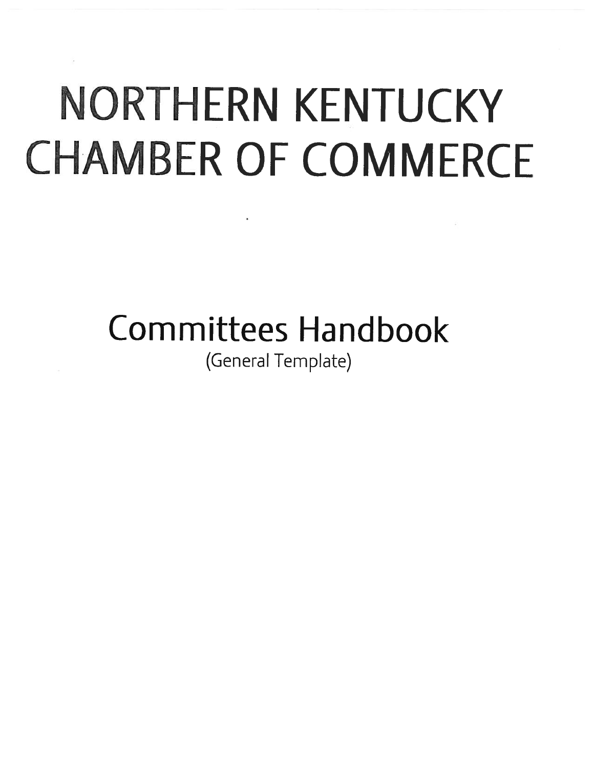# NORTHERN KENTUCKY CHAMBER OF COMMERCE

## Committees Handbook

(General Template)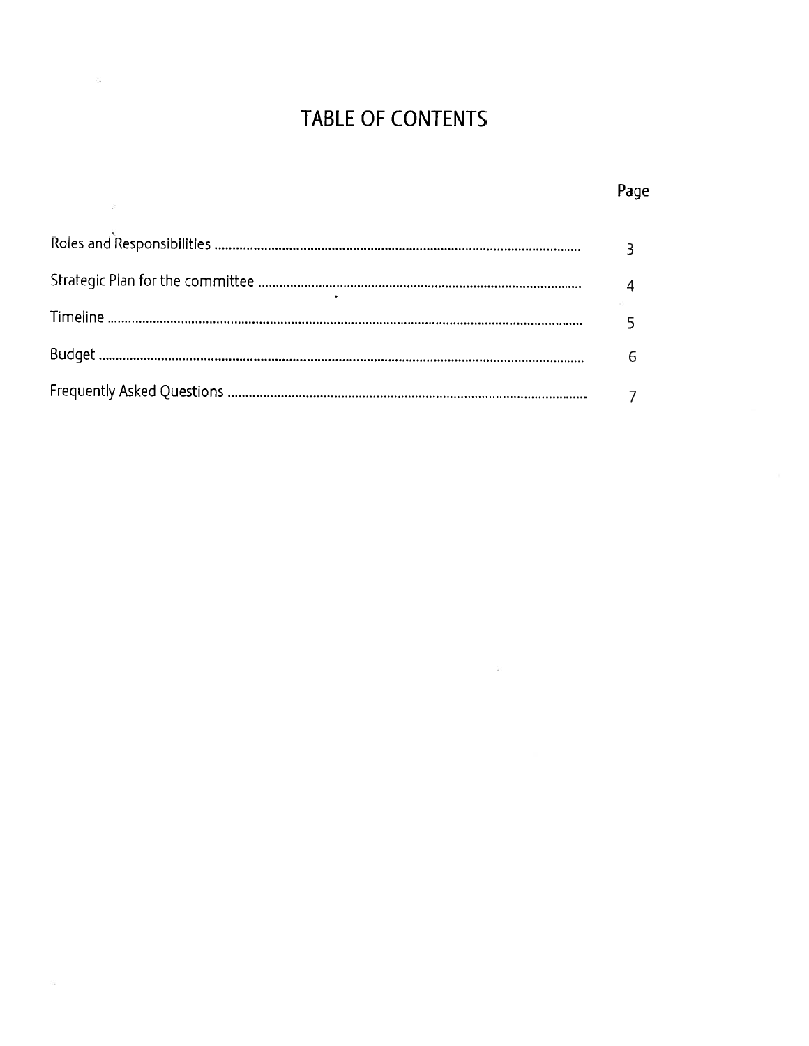# TABLE OF CONTENTS

| | Page |
|---|---|
| Roles and Responsibilities | 3 |
| Strategic Plan for the committee | 4 |
| Timeline | 5 |
| Budget | 6 |
| Frequently Asked Questions | 7 |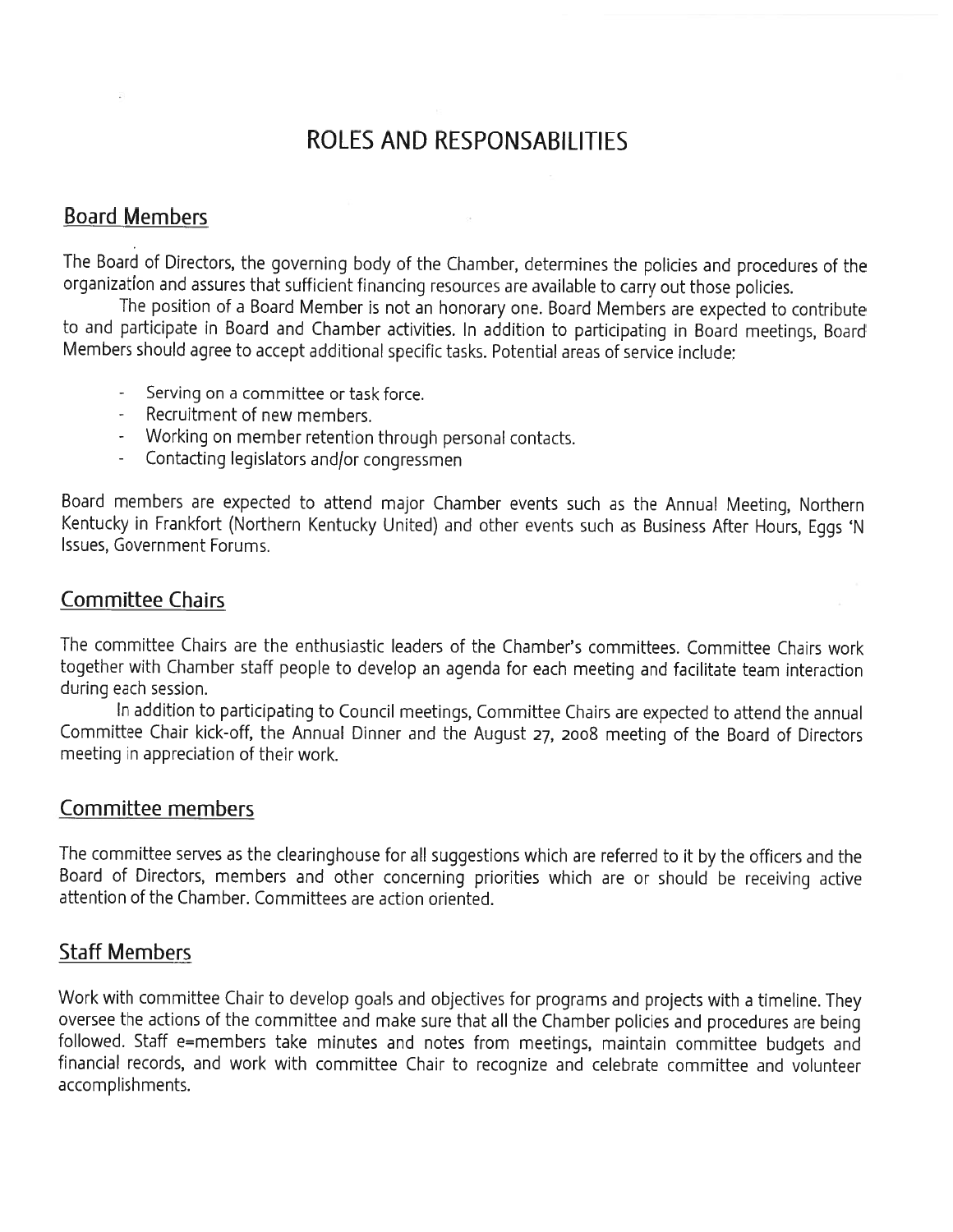# ROLES AND RESPONSABILITIES

## Board Members

The Board of Directors, the governing body of the Chamber, determines the policies and procedures of the organization and assures that sufficient financing resources are available to carry out those policies.

The position of a Board Member is not an honorary one. Board Members are expected to contribute to and participate in Board and Chamber activities. In addition to participating in Board meetings, Board Members should agree to accept additional specific tasks. Potential areas of service include:

- Serving on a committee or task force.
- Recruitment of new members.
- Working on member retention through personal contacts.
- Contacting legislators and/or congressmen

Board members are expected to attend major Chamber events such as the Annual Meeting, Northern Kentucky in Frankfort (Northern Kentucky United) and other events such as Business After Hours, Eggs 'N Issues, Government Forums.

## Committee Chairs

The committee Chairs are the enthusiastic leaders of the Chamber's committees. Committee Chairs work together with Chamber staff people to develop an agenda for each meeting and facilitate team interaction during each session.

In addition to participating to Council meetings, Committee Chairs are expected to attend the annual Committee Chair kick-off, the Annual Dinner and the August 27, 2008 meeting of the Board of Directors meeting in appreciation of their work.

## Committee members

The committee serves as the clearinghouse for all suggestions which are referred to it by the officers and the Board of Directors, members and other concerning priorities which are or should be receiving active attention of the Chamber. Committees are action oriented.

## Staff Members

Work with committee Chair to develop goals and objectives for programs and projects with a timeline. They oversee the actions of the committee and make sure that all the Chamber policies and procedures are being followed. Staff e=members take minutes and notes from meetings, maintain committee budgets and financial records, and work with committee Chair to recognize and celebrate committee and volunteer accomplishments.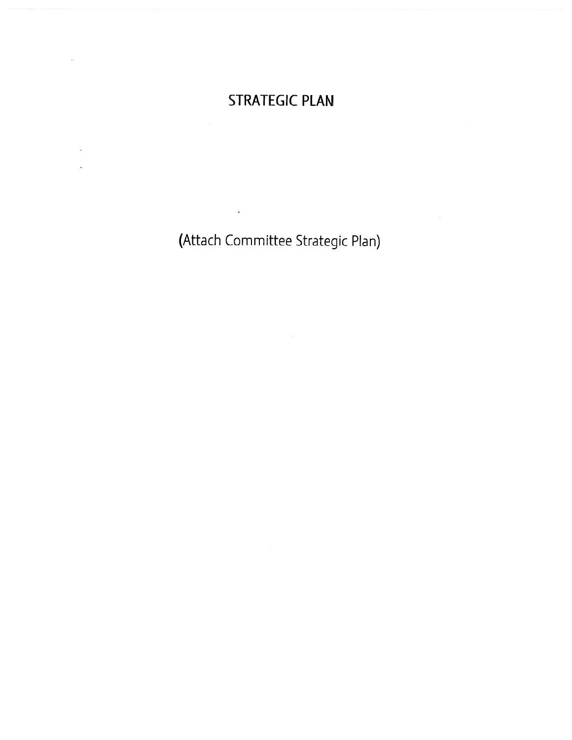# STRATEGIC PLAN

(Attach Committee Strategic Plan)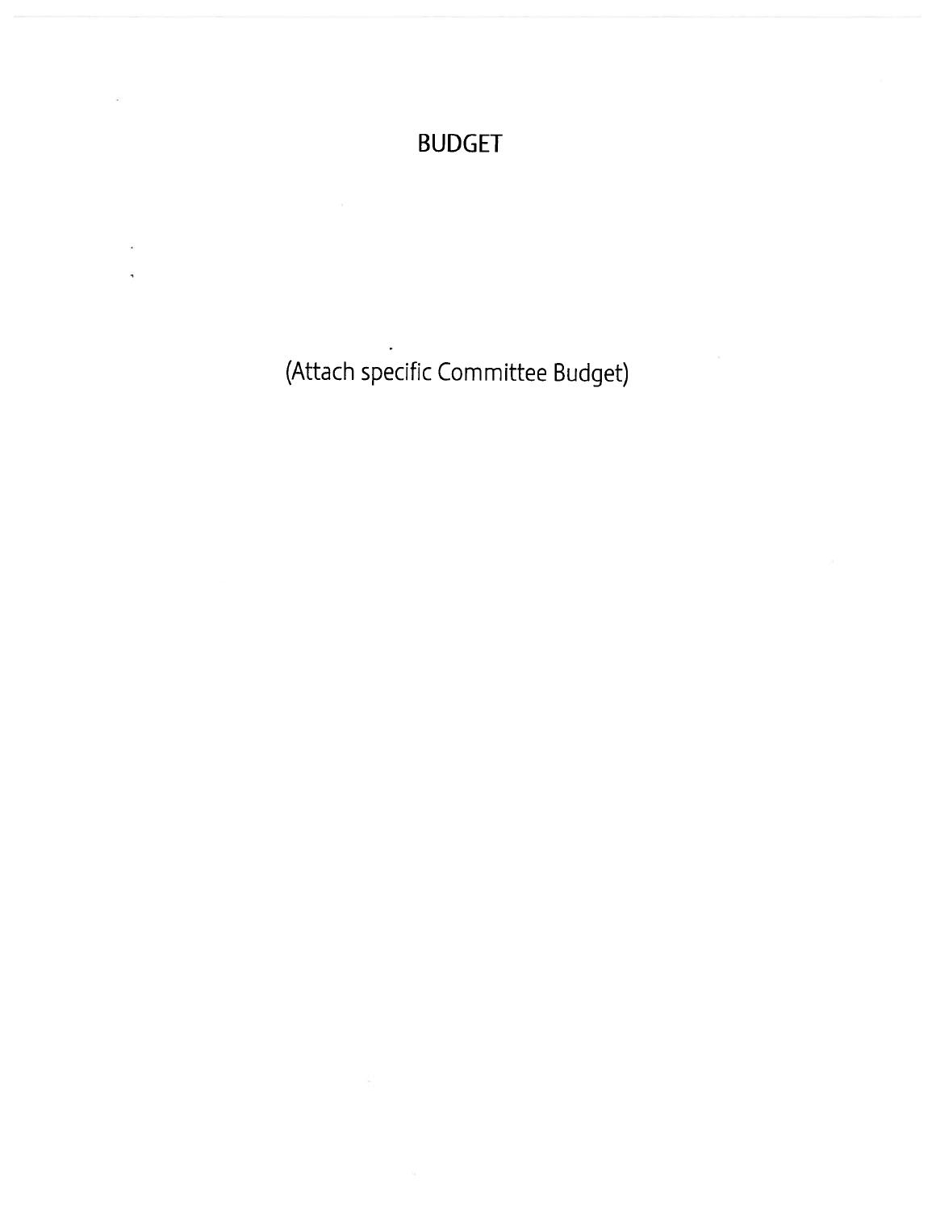# BUDGET

(Attach specific Committee Budget)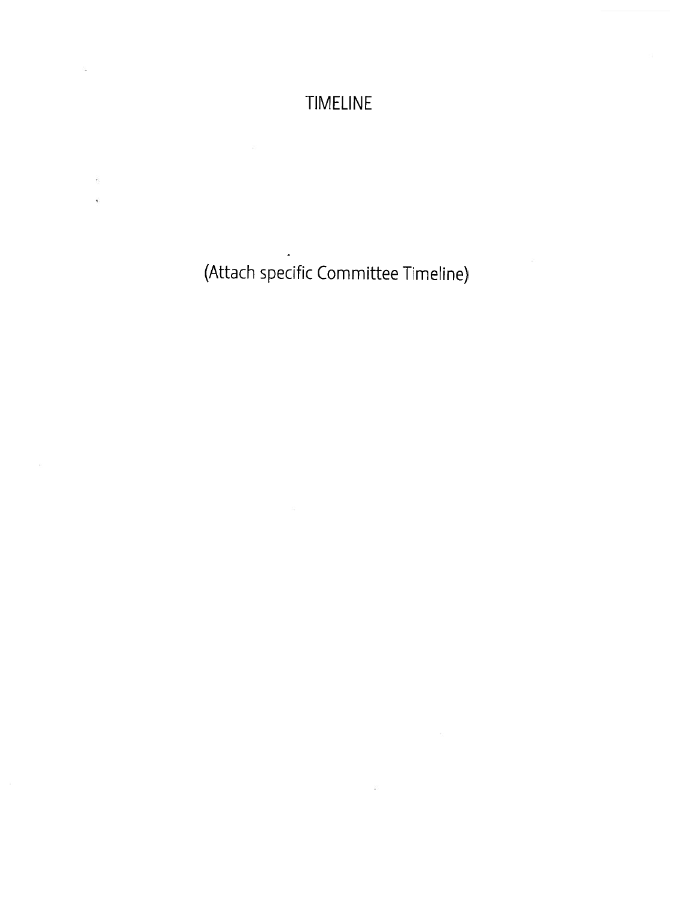# TIMELINE

(Attach specific Committee Timeline)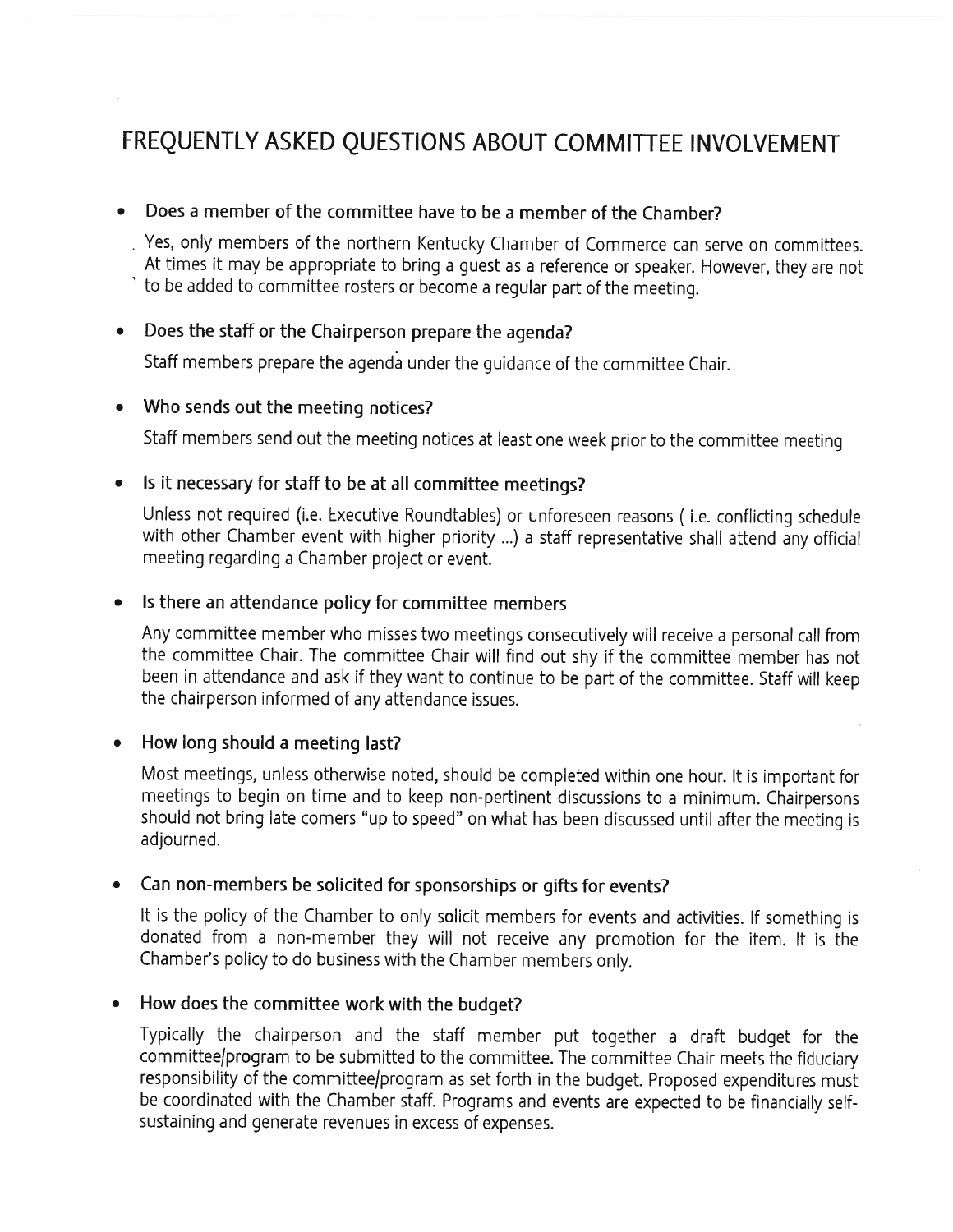# FREQUENTLY ASKED QUESTIONS ABOUT COMMITTEE INVOLVEMENT

- **Does a member of the committee have to be a member of the Chamber?**

  Yes, only members of the northern Kentucky Chamber of Commerce can serve on committees. At times it may be appropriate to bring a guest as a reference or speaker. However, they are not to be added to committee rosters or become a regular part of the meeting.

- **Does the staff or the Chairperson prepare the agenda?**

  Staff members prepare the agenda under the guidance of the committee Chair.

- **Who sends out the meeting notices?**

  Staff members send out the meeting notices at least one week prior to the committee meeting

- **Is it necessary for staff to be at all committee meetings?**

  Unless not required (i.e. Executive Roundtables) or unforeseen reasons ( i.e. conflicting schedule with other Chamber event with higher priority ...) a staff representative shall attend any official meeting regarding a Chamber project or event.

- **Is there an attendance policy for committee members**

  Any committee member who misses two meetings consecutively will receive a personal call from the committee Chair. The committee Chair will find out shy if the committee member has not been in attendance and ask if they want to continue to be part of the committee. Staff will keep the chairperson informed of any attendance issues.

- **How long should a meeting last?**

  Most meetings, unless otherwise noted, should be completed within one hour. It is important for meetings to begin on time and to keep non-pertinent discussions to a minimum. Chairpersons should not bring late comers "up to speed" on what has been discussed until after the meeting is adjourned.

- **Can non-members be solicited for sponsorships or gifts for events?**

  It is the policy of the Chamber to only solicit members for events and activities. If something is donated from a non-member they will not receive any promotion for the item. It is the Chamber's policy to do business with the Chamber members only.

- **How does the committee work with the budget?**

  Typically the chairperson and the staff member put together a draft budget for the committee/program to be submitted to the committee. The committee Chair meets the fiduciary responsibility of the committee/program as set forth in the budget. Proposed expenditures must be coordinated with the Chamber staff. Programs and events are expected to be financially self-sustaining and generate revenues in excess of expenses.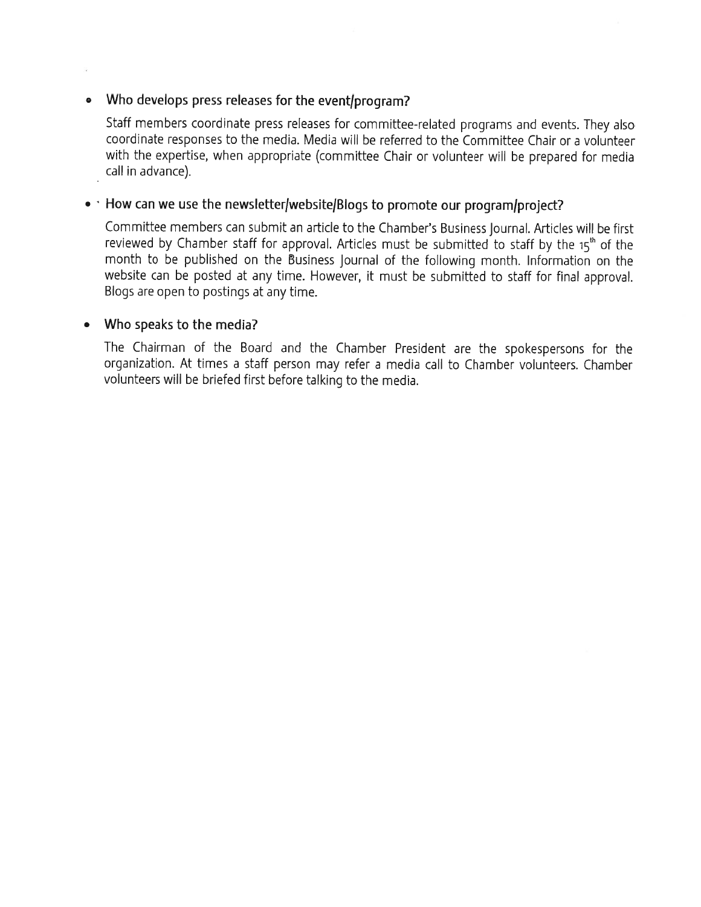- **Who develops press releases for the event/program?**

  Staff members coordinate press releases for committee-related programs and events. They also coordinate responses to the media. Media will be referred to the Committee Chair or a volunteer with the expertise, when appropriate (committee Chair or volunteer will be prepared for media call in advance).

- **How can we use the newsletter/website/Blogs to promote our program/project?**

  Committee members can submit an article to the Chamber's Business Journal. Articles will be first reviewed by Chamber staff for approval. Articles must be submitted to staff by the 15th of the month to be published on the Business Journal of the following month. Information on the website can be posted at any time. However, it must be submitted to staff for final approval. Blogs are open to postings at any time.

- **Who speaks to the media?**

  The Chairman of the Board and the Chamber President are the spokespersons for the organization. At times a staff person may refer a media call to Chamber volunteers. Chamber volunteers will be briefed first before talking to the media.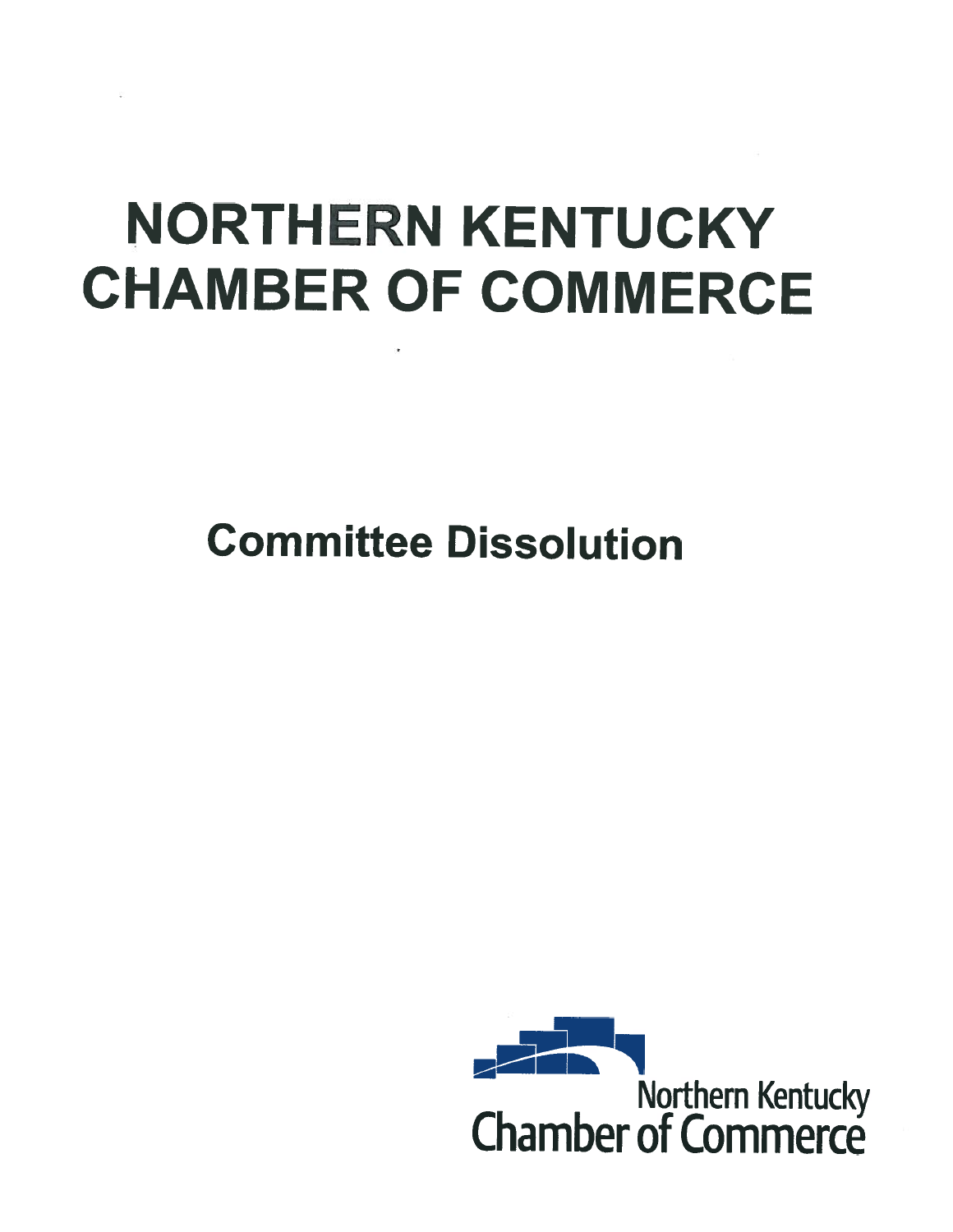# NORTHERN KENTUCKY CHAMBER OF COMMERCE

## Committee Dissolution

Northern Kentucky
Chamber of Commerce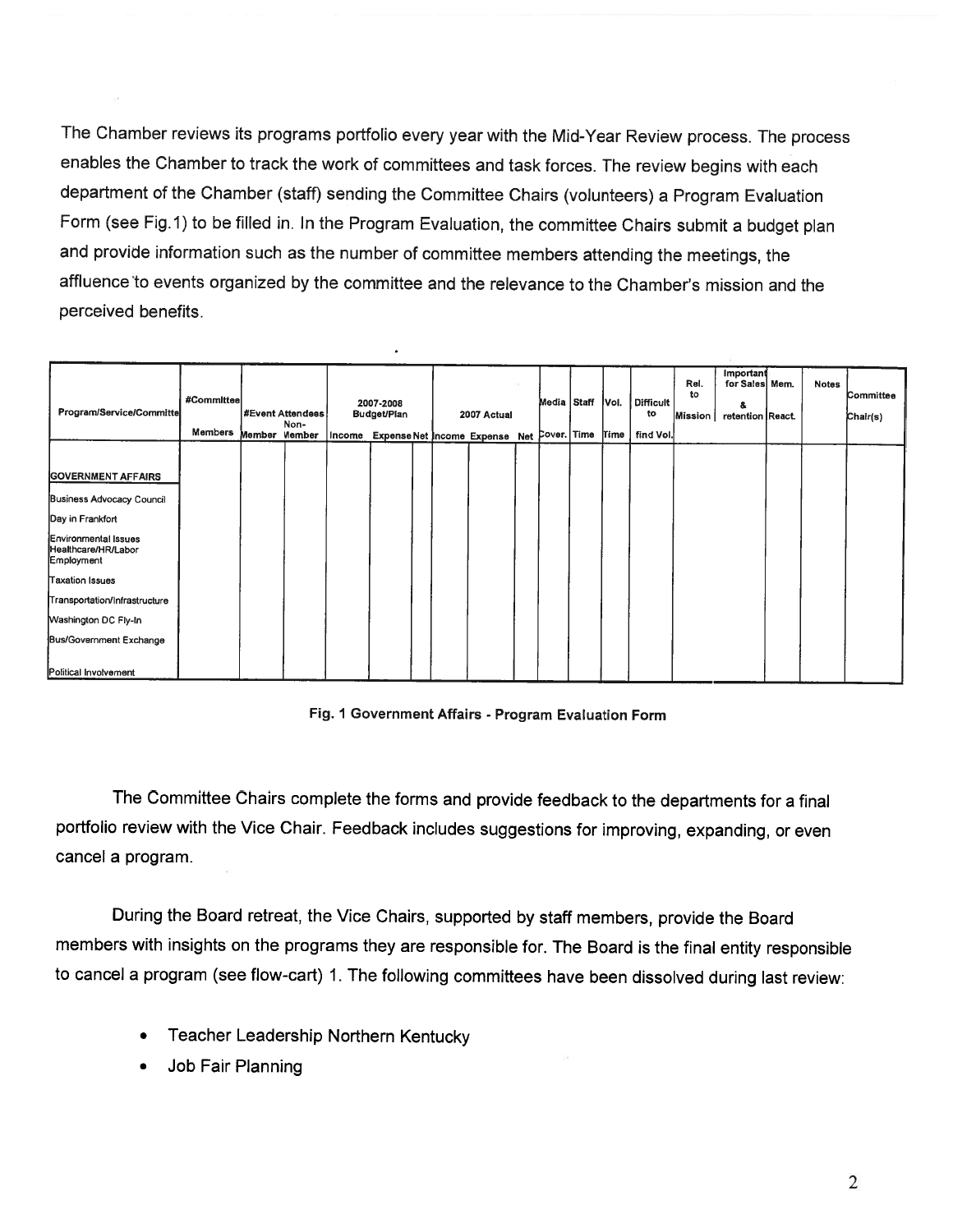The Chamber reviews its programs portfolio every year with the Mid-Year Review process. The process enables the Chamber to track the work of committees and task forces. The review begins with each department of the Chamber (staff) sending the Committee Chairs (volunteers) a Program Evaluation Form (see Fig.1) to be filled in. In the Program Evaluation, the committee Chairs submit a budget plan and provide information such as the number of committee members attending the meetings, the affluence to events organized by the committee and the relevance to the Chamber's mission and the perceived benefits.

| Program/Service/Committe | #Committee | #Event Attendees | | 2007-2008 Budget/Plan | | | 2007 Actual | | | Media | Staff | Vol. | Difficult to | Rel. to | Important for Sales & | Mem. | Notes | Committee Chair(s) |
|---|---|---|---|---|---|---|---|---|---|---|---|---|---|---|---|---|---|---|
| | Members | Member | Non-Member | Income | Expense | Net | Income | Expense | Net | Cover. | Time | Time | find Vol. | Mission | retention | React. | | |
| **GOVERNMENT AFFAIRS** | | | | | | | | | | | | | | | | | | |
| Business Advocacy Council | | | | | | | | | | | | | | | | | | |
| Day in Frankfort | | | | | | | | | | | | | | | | | | |
| Environmental Issues Healthcare/HR/Labor Employment | | | | | | | | | | | | | | | | | | |
| Taxation Issues | | | | | | | | | | | | | | | | | | |
| Transportation/Infrastructure | | | | | | | | | | | | | | | | | | |
| Washington DC Fly-In | | | | | | | | | | | | | | | | | | |
| Bus/Government Exchange | | | | | | | | | | | | | | | | | | |
| Political Involvement | | | | | | | | | | | | | | | | | | |

**Fig. 1 Government Affairs - Program Evaluation Form**

The Committee Chairs complete the forms and provide feedback to the departments for a final portfolio review with the Vice Chair. Feedback includes suggestions for improving, expanding, or even cancel a program.

During the Board retreat, the Vice Chairs, supported by staff members, provide the Board members with insights on the programs they are responsible for. The Board is the final entity responsible to cancel a program (see flow-cart) 1. The following committees have been dissolved during last review:

- Teacher Leadership Northern Kentucky
- Job Fair Planning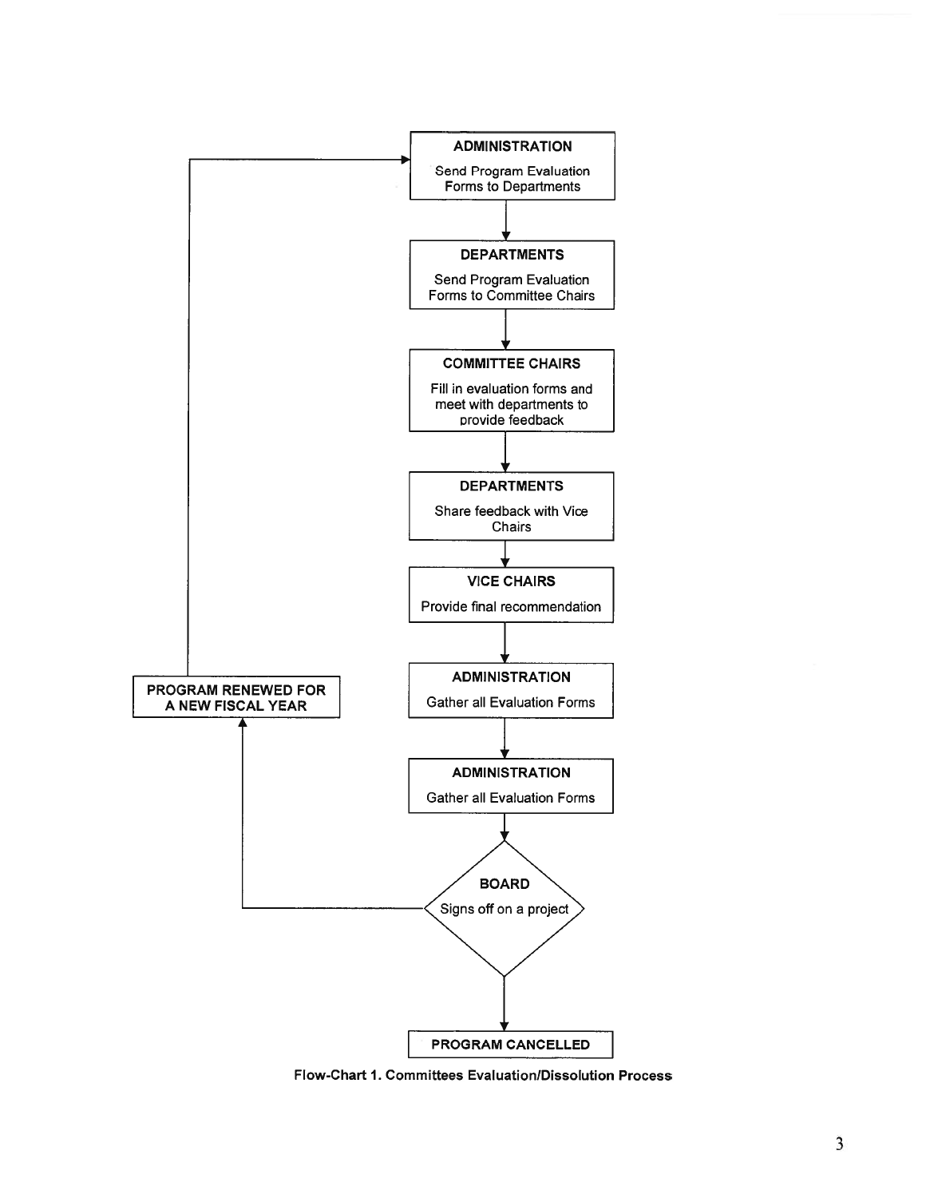ADMINISTRATION

Send Program Evaluation Forms to Departments

DEPARTMENTS

Send Program Evaluation Forms to Committee Chairs

COMMITTEE CHAIRS

Fill in evaluation forms and meet with departments to provide feedback

DEPARTMENTS

Share feedback with Vice Chairs

VICE CHAIRS

Provide final recommendation

ADMINISTRATION

Gather all Evaluation Forms

ADMINISTRATION

Gather all Evaluation Forms

BOARD

Signs off on a project

PROGRAM RENEWED FOR A NEW FISCAL YEAR

PROGRAM CANCELLED

**Flow-Chart 1. Committees Evaluation/Dissolution Process**